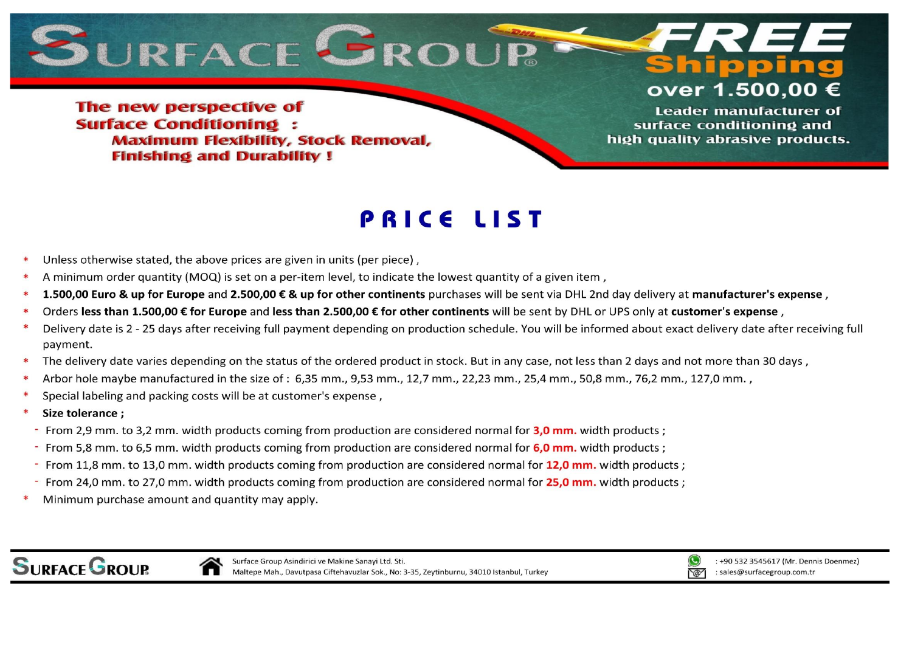# SURFACE GROUP®

**FREE Shipping over 1.500,00 €**

Leader manufacturer of surface conditioning and high quality abrasive products.

**The new perspective of Surface Conditioning : Maximum Flexibility, Stock Removal, Finishing and Durability !**

## PRICE LIST

- Unless otherwise stated, the above prices are given in units (per piece) ,
- A minimum order quantity (MOQ) is set on a per-item level, to indicate the lowest quantity of a given item ,
- **1.500,00 Euro & up for Europe** and **2.500,00 € & up for other continents** purchases will be sent via DHL 2nd day delivery at **manufacturer's expense** ,
- Orders **less than 1.500,00 € for Europe** and **less than 2.500,00 € for other continents** will be sent by DHL or UPS only at **customer's expense** ,
- Delivery date is 2 - 25 days after receiving full payment depending on production schedule. You will be informed about exact delivery date after receiving full payment.
- The delivery date varies depending on the status of the ordered product in stock. But in any case, not less than 2 days and not more than 30 days ,
- Arbor hole maybe manufactured in the size of : 6,35 mm., 9,53 mm., 12,7 mm., 22,23 mm., 25,4 mm., 50,8 mm., 76,2 mm., 127,0 mm. ,
- Special labeling and packing costs will be at customer's expense ,
- **Size tolerance ;**
  - From 2,9 mm. to 3,2 mm. width products coming from production are considered normal for **3,0 mm.** width products ;
  - From 5,8 mm. to 6,5 mm. width products coming from production are considered normal for **6,0 mm.** width products ;
  - From 11,8 mm. to 13,0 mm. width products coming from production are considered normal for **12,0 mm.** width products ;
  - From 24,0 mm. to 27,0 mm. width products coming from production are considered normal for **25,0 mm.** width products ;
- Minimum purchase amount and quantity may apply.

SURFACE GROUP

Surface Group Asindirici ve Makine Sanayi Ltd. Sti.
Maltepe Mah., Davutpasa Ciftehavuzlar Sok., No: 3-35, Zeytinburnu, 34010 Istanbul, Turkey

: +90 532 3545617 (Mr. Dennis Doenmez)
: sales@surfacegroup.com.tr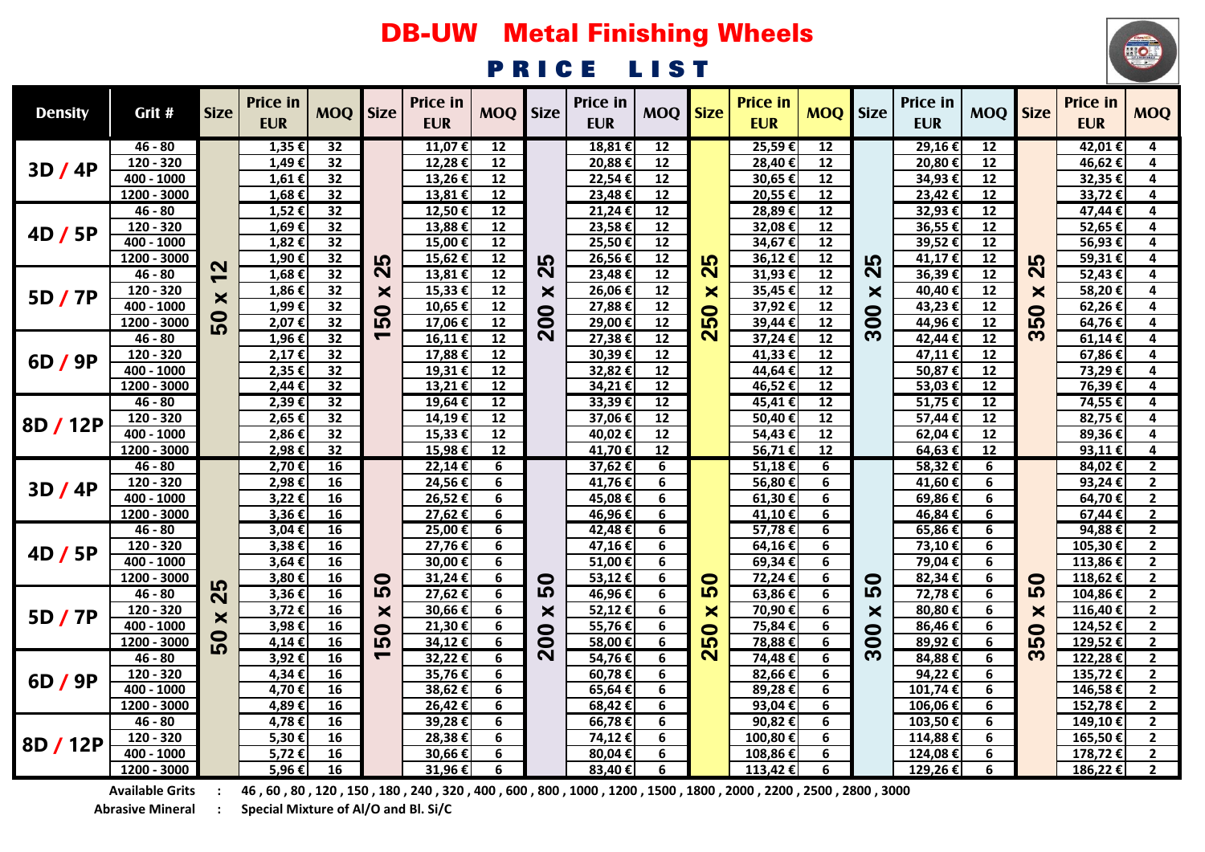# DB-UW Metal Finishing Wheels

## PRICE LIST

| Density | Grit # | Size | Price in EUR | MOQ | Size | Price in EUR | MOQ | Size | Price in EUR | MOQ | Size | Price in EUR | MOQ | Size | Price in EUR | MOQ | Size | Price in EUR | MOQ |
|---|---|---|---|---|---|---|---|---|---|---|---|---|---|---|---|---|---|---|---|
| 3D / 4P | 46 - 80 | 50 x 12 | 1,35 € | 32 | 150 x 25 | 11,07 € | 12 | 200 x 25 | 18,81 € | 12 | 250 x 25 | 25,59 € | 12 | 300 x 25 | 29,16 € | 12 | 350 x 25 | 42,01 € | 4 |
| | 120 - 320 | | 1,49 € | 32 | | 12,28 € | 12 | | 20,88 € | 12 | | 28,40 € | 12 | | 20,80 € | 12 | | 46,62 € | 4 |
| | 400 - 1000 | | 1,61 € | 32 | | 13,26 € | 12 | | 22,54 € | 12 | | 30,65 € | 12 | | 34,93 € | 12 | | 32,35 € | 4 |
| | 1200 - 3000 | | 1,68 € | 32 | | 13,81 € | 12 | | 23,48 € | 12 | | 20,55 € | 12 | | 23,42 € | 12 | | 33,72 € | 4 |
| 4D / 5P | 46 - 80 | | 1,52 € | 32 | | 12,50 € | 12 | | 21,24 € | 12 | | 28,89 € | 12 | | 32,93 € | 12 | | 47,44 € | 4 |
| | 120 - 320 | | 1,69 € | 32 | | 13,88 € | 12 | | 23,58 € | 12 | | 32,08 € | 12 | | 36,55 € | 12 | | 52,65 € | 4 |
| | 400 - 1000 | | 1,82 € | 32 | | 15,00 € | 12 | | 25,50 € | 12 | | 34,67 € | 12 | | 39,52 € | 12 | | 56,93 € | 4 |
| | 1200 - 3000 | | 1,90 € | 32 | | 15,62 € | 12 | | 26,56 € | 12 | | 36,12 € | 12 | | 41,17 € | 12 | | 59,31 € | 4 |
| 5D / 7P | 46 - 80 | | 1,68 € | 32 | | 13,81 € | 12 | | 23,48 € | 12 | | 31,93 € | 12 | | 36,39 € | 12 | | 52,43 € | 4 |
| | 120 - 320 | | 1,86 € | 32 | | 15,33 € | 12 | | 26,06 € | 12 | | 35,45 € | 12 | | 40,40 € | 12 | | 58,20 € | 4 |
| | 400 - 1000 | | 1,99 € | 32 | | 10,65 € | 12 | | 27,88 € | 12 | | 37,92 € | 12 | | 43,23 € | 12 | | 62,26 € | 4 |
| | 1200 - 3000 | | 2,07 € | 32 | | 17,06 € | 12 | | 29,00 € | 12 | | 39,44 € | 12 | | 44,96 € | 12 | | 64,76 € | 4 |
| 6D / 9P | 46 - 80 | | 1,96 € | 32 | | 16,11 € | 12 | | 27,38 € | 12 | | 37,24 € | 12 | | 42,44 € | 12 | | 61,14 € | 4 |
| | 120 - 320 | | 2,17 € | 32 | | 17,88 € | 12 | | 30,39 € | 12 | | 41,33 € | 12 | | 47,11 € | 12 | | 67,86 € | 4 |
| | 400 - 1000 | | 2,35 € | 32 | | 19,31 € | 12 | | 32,82 € | 12 | | 44,64 € | 12 | | 50,87 € | 12 | | 73,29 € | 4 |
| | 1200 - 3000 | | 2,44 € | 32 | | 13,21 € | 12 | | 34,21 € | 12 | | 46,52 € | 12 | | 53,03 € | 12 | | 76,39 € | 4 |
| 8D / 12P | 46 - 80 | | 2,39 € | 32 | | 19,64 € | 12 | | 33,39 € | 12 | | 45,41 € | 12 | | 51,75 € | 12 | | 74,55 € | 4 |
| | 120 - 320 | | 2,65 € | 32 | | 14,19 € | 12 | | 37,06 € | 12 | | 50,40 € | 12 | | 57,44 € | 12 | | 82,75 € | 4 |
| | 400 - 1000 | | 2,86 € | 32 | | 15,33 € | 12 | | 40,02 € | 12 | | 54,43 € | 12 | | 62,04 € | 12 | | 89,36 € | 4 |
| | 1200 - 3000 | | 2,98 € | 32 | | 15,98 € | 12 | | 41,70 € | 12 | | 56,71 € | 12 | | 64,63 € | 12 | | 93,11 € | 4 |
| 3D / 4P | 46 - 80 | 50 x 25 | 2,70 € | 16 | 150 x 50 | 22,14 € | 6 | 200 x 50 | 37,62 € | 6 | 250 x 50 | 51,18 € | 6 | 300 x 50 | 58,32 € | 6 | 350 x 50 | 84,02 € | 2 |
| | 120 - 320 | | 2,98 € | 16 | | 24,56 € | 6 | | 41,76 € | 6 | | 56,80 € | 6 | | 41,60 € | 6 | | 93,24 € | 2 |
| | 400 - 1000 | | 3,22 € | 16 | | 26,52 € | 6 | | 45,08 € | 6 | | 61,30 € | 6 | | 69,86 € | 6 | | 64,70 € | 2 |
| | 1200 - 3000 | | 3,36 € | 16 | | 27,62 € | 6 | | 46,96 € | 6 | | 41,10 € | 6 | | 46,84 € | 6 | | 67,44 € | 2 |
| 4D / 5P | 46 - 80 | | 3,04 € | 16 | | 25,00 € | 6 | | 42,48 € | 6 | | 57,78 € | 6 | | 65,86 € | 6 | | 94,88 € | 2 |
| | 120 - 320 | | 3,38 € | 16 | | 27,76 € | 6 | | 47,16 € | 6 | | 64,16 € | 6 | | 73,10 € | 6 | | 105,30 € | 2 |
| | 400 - 1000 | | 3,64 € | 16 | | 30,00 € | 6 | | 51,00 € | 6 | | 69,34 € | 6 | | 79,04 € | 6 | | 113,86 € | 2 |
| | 1200 - 3000 | | 3,80 € | 16 | | 31,24 € | 6 | | 53,12 € | 6 | | 72,24 € | 6 | | 82,34 € | 6 | | 118,62 € | 2 |
| 5D / 7P | 46 - 80 | | 3,36 € | 16 | | 27,62 € | 6 | | 46,96 € | 6 | | 63,86 € | 6 | | 72,78 € | 6 | | 104,86 € | 2 |
| | 120 - 320 | | 3,72 € | 16 | | 30,66 € | 6 | | 52,12 € | 6 | | 70,90 € | 6 | | 80,80 € | 6 | | 116,40 € | 2 |
| | 400 - 1000 | | 3,98 € | 16 | | 21,30 € | 6 | | 55,76 € | 6 | | 75,84 € | 6 | | 86,46 € | 6 | | 124,52 € | 2 |
| | 1200 - 3000 | | 4,14 € | 16 | | 34,12 € | 6 | | 58,00 € | 6 | | 78,88 € | 6 | | 89,92 € | 6 | | 129,52 € | 2 |
| 6D / 9P | 46 - 80 | | 3,92 € | 16 | | 32,22 € | 6 | | 54,76 € | 6 | | 74,48 € | 6 | | 84,88 € | 6 | | 122,28 € | 2 |
| | 120 - 320 | | 4,34 € | 16 | | 35,76 € | 6 | | 60,78 € | 6 | | 82,66 € | 6 | | 94,22 € | 6 | | 135,72 € | 2 |
| | 400 - 1000 | | 4,70 € | 16 | | 38,62 € | 6 | | 65,64 € | 6 | | 89,28 € | 6 | | 101,74 € | 6 | | 146,58 € | 2 |
| | 1200 - 3000 | | 4,89 € | 16 | | 26,42 € | 6 | | 68,42 € | 6 | | 93,04 € | 6 | | 106,06 € | 6 | | 152,78 € | 2 |
| 8D / 12P | 46 - 80 | | 4,78 € | 16 | | 39,28 € | 6 | | 66,78 € | 6 | | 90,82 € | 6 | | 103,50 € | 6 | | 149,10 € | 2 |
| | 120 - 320 | | 5,30 € | 16 | | 28,38 € | 6 | | 74,12 € | 6 | | 100,80 € | 6 | | 114,88 € | 6 | | 165,50 € | 2 |
| | 400 - 1000 | | 5,72 € | 16 | | 30,66 € | 6 | | 80,04 € | 6 | | 108,86 € | 6 | | 124,08 € | 6 | | 178,72 € | 2 |
| | 1200 - 3000 | | 5,96 € | 16 | | 31,96 € | 6 | | 83,40 € | 6 | | 113,42 € | 6 | | 129,26 € | 6 | | 186,22 € | 2 |

**Available Grits** : 46 , 60 , 80 , 120 , 150 , 180 , 240 , 320 , 400 , 600 , 800 , 1000 , 1200 , 1500 , 1800 , 2000 , 2200 , 2500 , 2800 , 3000

**Abrasive Mineral** : Special Mixture of Al/O and Bl. Si/C